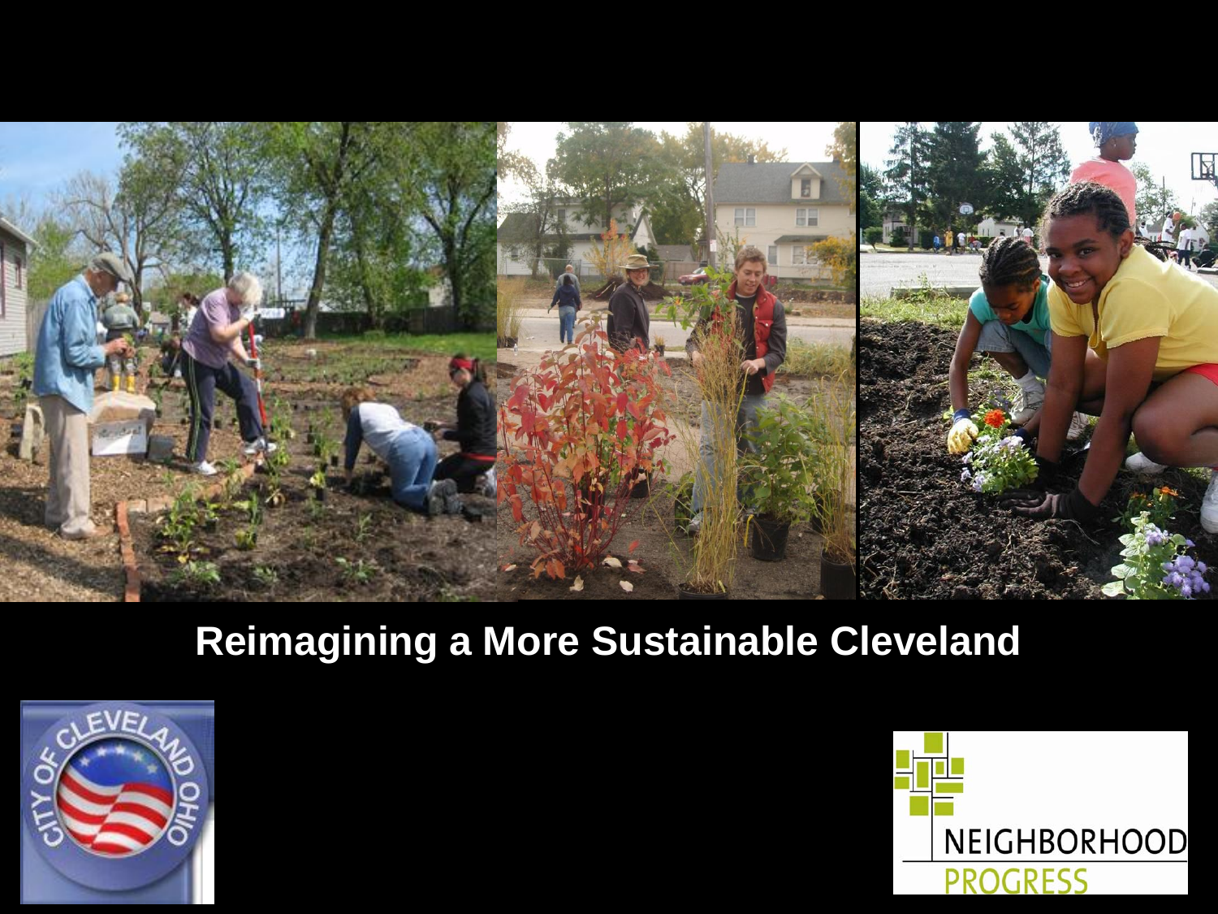# Reimagining a More Sustainable Cleveland

CITY OF CLEVELAND OHIO

NEIGHBORHOOD PROGRESS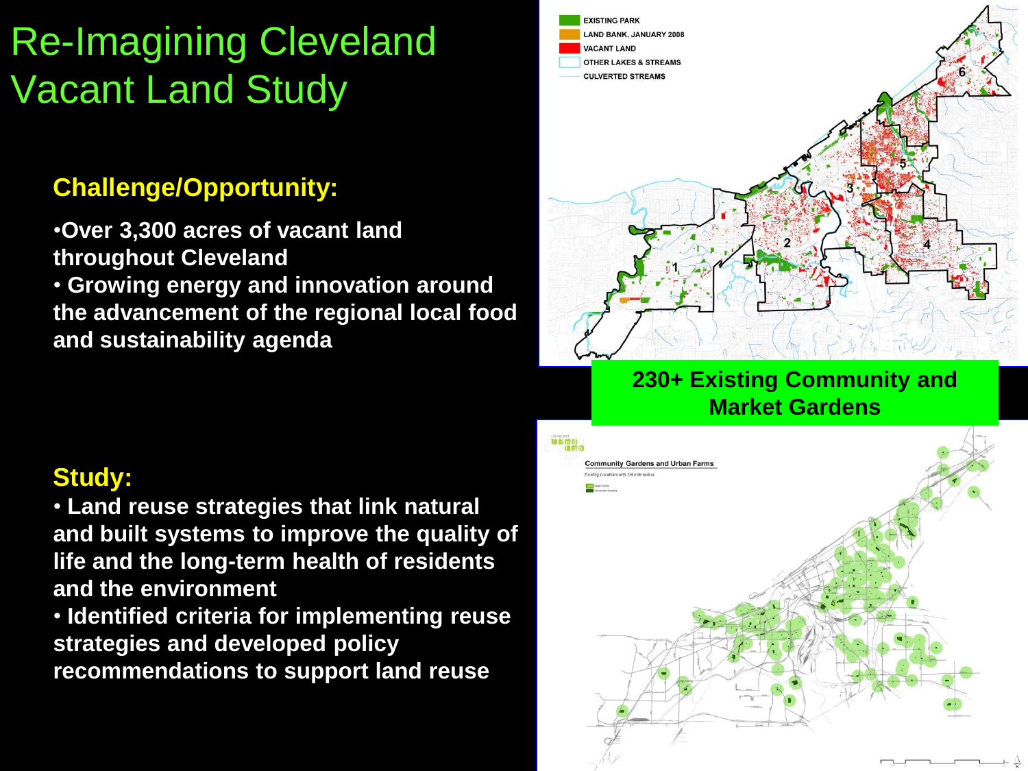# Re-Imagining Cleveland Vacant Land Study

## Challenge/Opportunity:

- **Over 3,300 acres of vacant land throughout Cleveland**
- **Growing energy and innovation around the advancement of the regional local food and sustainability agenda**

## Study:

- **Land reuse strategies that link natural and built systems to improve the quality of life and the long-term health of residents and the environment**
- **Identified criteria for implementing reuse strategies and developed policy recommendations to support land reuse**

**230+ Existing Community and Market Gardens**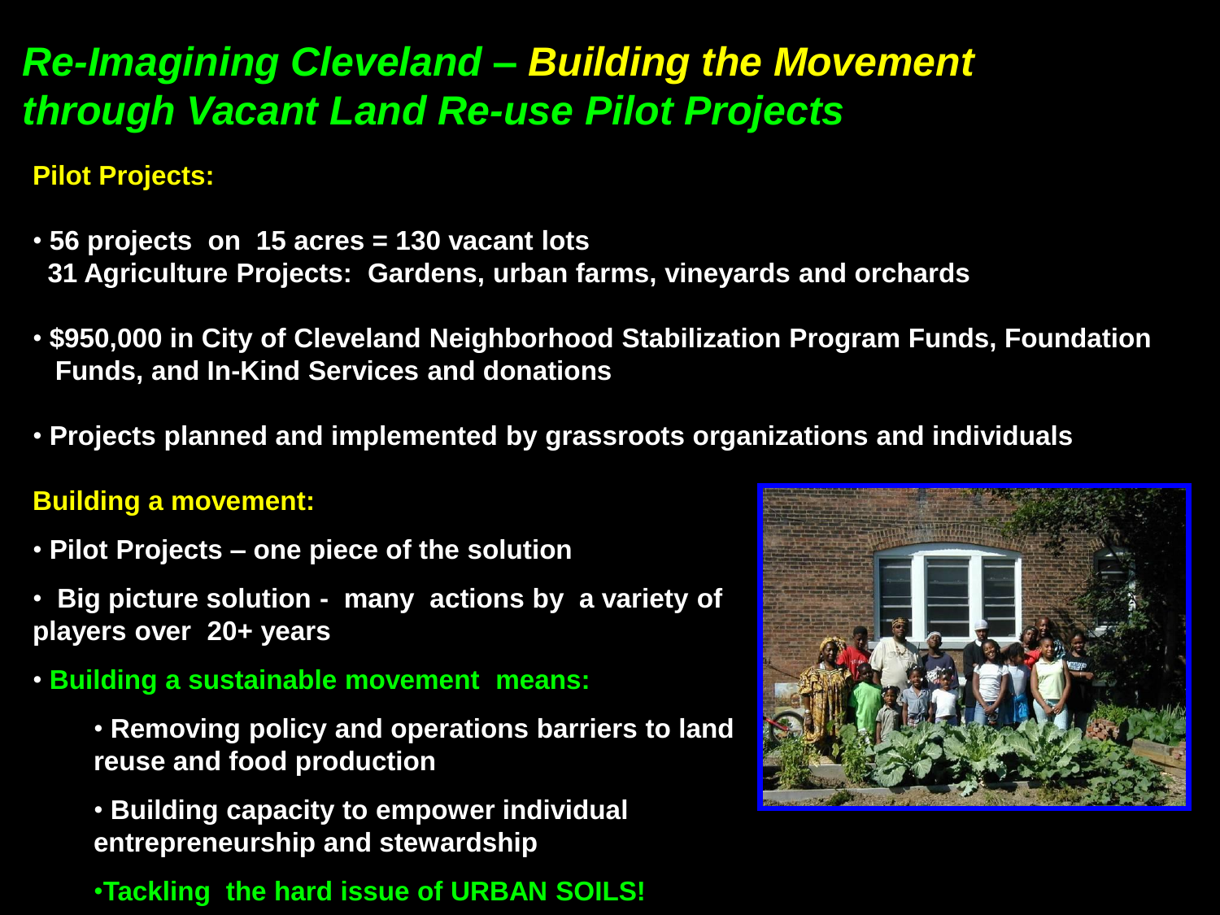# *Re-Imagining Cleveland – Building the Movement through Vacant Land Re-use Pilot Projects*

**Pilot Projects:**

- **56 projects on 15 acres = 130 vacant lots**
  **31 Agriculture Projects: Gardens, urban farms, vineyards and orchards**
- **$950,000 in City of Cleveland Neighborhood Stabilization Program Funds, Foundation Funds, and In-Kind Services and donations**
- **Projects planned and implemented by grassroots organizations and individuals**

**Building a movement:**

- **Pilot Projects – one piece of the solution**
- **Big picture solution - many actions by a variety of players over 20+ years**
- **Building a sustainable movement means:**
  - **Removing policy and operations barriers to land reuse and food production**
  - **Building capacity to empower individual entrepreneurship and stewardship**
  - **Tackling the hard issue of URBAN SOILS!**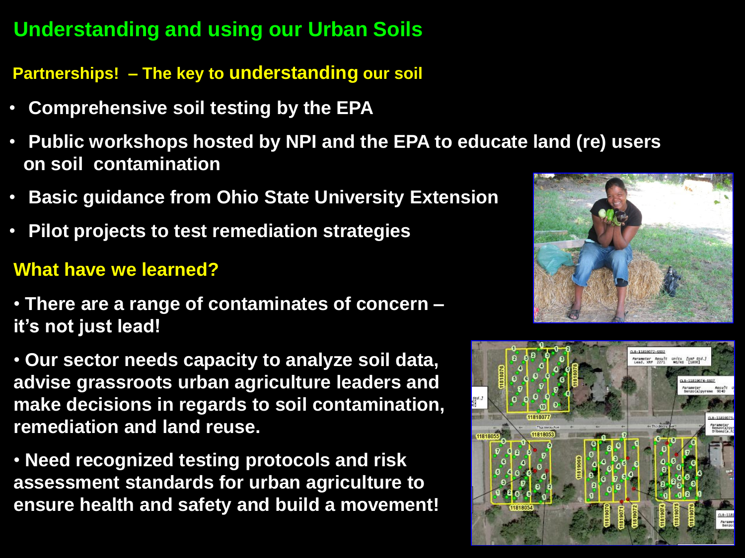# Understanding and using our Urban Soils

## Partnerships! – The key to understanding our soil

- **Comprehensive soil testing by the EPA**
- **Public workshops hosted by NPI and the EPA to educate land (re) users on soil contamination**
- **Basic guidance from Ohio State University Extension**
- **Pilot projects to test remediation strategies**

## What have we learned?

- **There are a range of contaminates of concern – it's not just lead!**
- **Our sector needs capacity to analyze soil data, advise grassroots urban agriculture leaders and make decisions in regards to soil contamination, remediation and land reuse.**
- **Need recognized testing protocols and risk assessment standards for urban agriculture to ensure health and safety and build a movement!**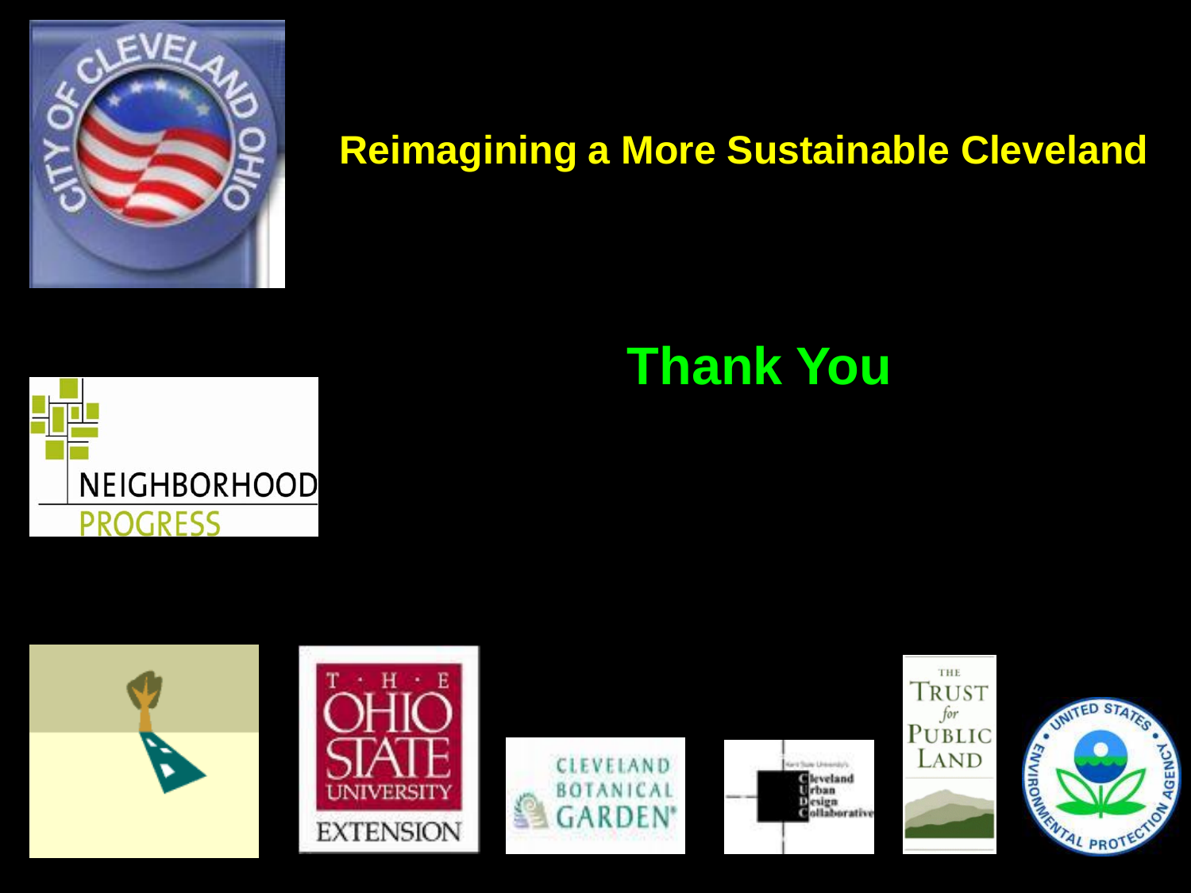# Reimagining a More Sustainable Cleveland

## Thank You